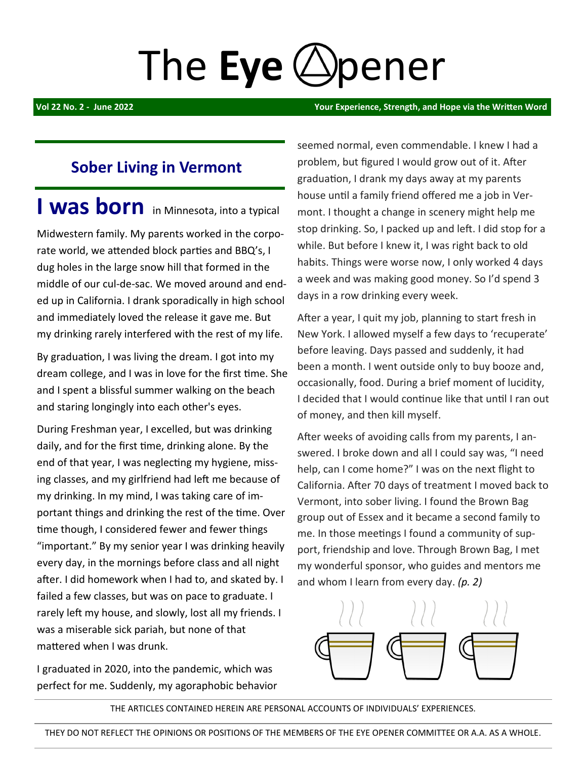# The Eye Opener

**Vol 22 No. 2 - June 2022** — **Your Experience, Strength, and Hope via the Written Word**

## Sober Living in Vermont

**I was born** in Minnesota, into a typical Midwestern family. My parents worked in the corporate world, we attended block parties and BBQ's, I dug holes in the large snow hill that formed in the middle of our cul-de-sac. We moved around and ended up in California. I drank sporadically in high school and immediately loved the release it gave me. But my drinking rarely interfered with the rest of my life.

By graduation, I was living the dream. I got into my dream college, and I was in love for the first time. She and I spent a blissful summer walking on the beach and staring longingly into each other's eyes.

During Freshman year, I excelled, but was drinking daily, and for the first time, drinking alone. By the end of that year, I was neglecting my hygiene, missing classes, and my girlfriend had left me because of my drinking. In my mind, I was taking care of important things and drinking the rest of the time. Over time though, I considered fewer and fewer things "important." By my senior year I was drinking heavily every day, in the mornings before class and all night after. I did homework when I had to, and skated by. I failed a few classes, but was on pace to graduate. I rarely left my house, and slowly, lost all my friends. I was a miserable sick pariah, but none of that mattered when I was drunk.

I graduated in 2020, into the pandemic, which was perfect for me. Suddenly, my agoraphobic behavior seemed normal, even commendable. I knew I had a problem, but figured I would grow out of it. After graduation, I drank my days away at my parents house until a family friend offered me a job in Vermont. I thought a change in scenery might help me stop drinking. So, I packed up and left. I did stop for a while. But before I knew it, I was right back to old habits. Things were worse now, I only worked 4 days a week and was making good money. So I'd spend 3 days in a row drinking every week.

After a year, I quit my job, planning to start fresh in New York. I allowed myself a few days to 'recuperate' before leaving. Days passed and suddenly, it had been a month. I went outside only to buy booze and, occasionally, food. During a brief moment of lucidity, I decided that I would continue like that until I ran out of money, and then kill myself.

After weeks of avoiding calls from my parents, I answered. I broke down and all I could say was, "I need help, can I come home?" I was on the next flight to California. After 70 days of treatment I moved back to Vermont, into sober living. I found the Brown Bag group out of Essex and it became a second family to me. In those meetings I found a community of support, friendship and love. Through Brown Bag, I met my wonderful sponsor, who guides and mentors me and whom I learn from every day. *(p. 2)*

THE ARTICLES CONTAINED HEREIN ARE PERSONAL ACCOUNTS OF INDIVIDUALS' EXPERIENCES.

THEY DO NOT REFLECT THE OPINIONS OR POSITIONS OF THE MEMBERS OF THE EYE OPENER COMMITTEE OR A.A. AS A WHOLE.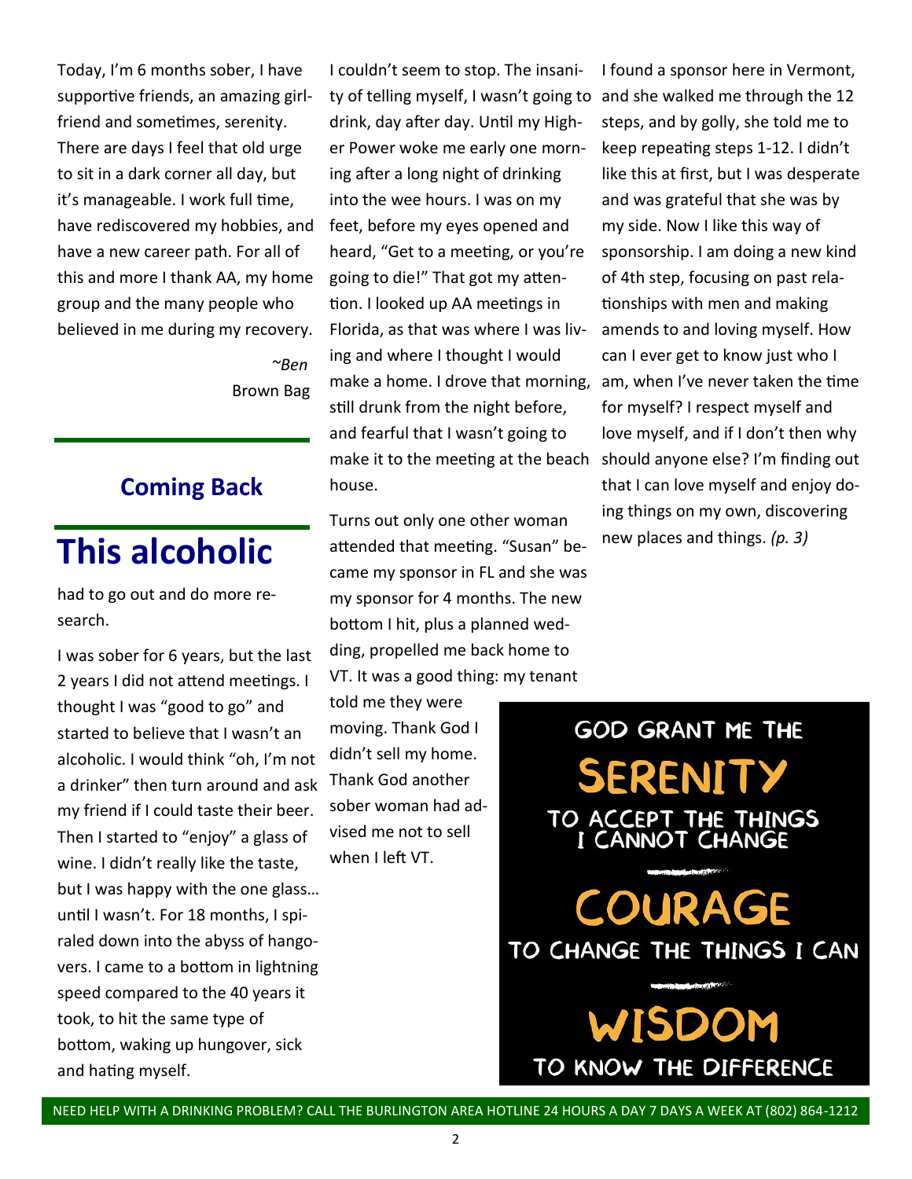Today, I'm 6 months sober, I have supportive friends, an amazing girlfriend and sometimes, serenity. There are days I feel that old urge to sit in a dark corner all day, but it's manageable. I work full time, have rediscovered my hobbies, and have a new career path. For all of this and more I thank AA, my home group and the many people who believed in me during my recovery.

*~Ben*
Brown Bag

### Coming Back

# This alcoholic

had to go out and do more research.

I was sober for 6 years, but the last 2 years I did not attend meetings. I thought I was "good to go" and started to believe that I wasn't an alcoholic. I would think "oh, I'm not a drinker" then turn around and ask my friend if I could taste their beer. Then I started to "enjoy" a glass of wine. I didn't really like the taste, but I was happy with the one glass… until I wasn't. For 18 months, I spiraled down into the abyss of hangovers. I came to a bottom in lightning speed compared to the 40 years it took, to hit the same type of bottom, waking up hungover, sick and hating myself.

I couldn't seem to stop. The insanity of telling myself, I wasn't going to drink, day after day. Until my Higher Power woke me early one morning after a long night of drinking into the wee hours. I was on my feet, before my eyes opened and heard, "Get to a meeting, or you're going to die!" That got my attention. I looked up AA meetings in Florida, as that was where I was living and where I thought I would make a home. I drove that morning, still drunk from the night before, and fearful that I wasn't going to make it to the meeting at the beach house.

Turns out only one other woman attended that meeting. "Susan" became my sponsor in FL and she was my sponsor for 4 months. The new bottom I hit, plus a planned wedding, propelled me back home to VT. It was a good thing: my tenant told me they were moving. Thank God I didn't sell my home. Thank God another sober woman had advised me not to sell when I left VT.

I found a sponsor here in Vermont, and she walked me through the 12 steps, and by golly, she told me to keep repeating steps 1-12. I didn't like this at first, but I was desperate and was grateful that she was by my side. Now I like this way of sponsorship. I am doing a new kind of 4th step, focusing on past relationships with men and making amends to and loving myself. How can I ever get to know just who I am, when I've never taken the time for myself? I respect myself and love myself, and if I don't then why should anyone else? I'm finding out that I can love myself and enjoy doing things on my own, discovering new places and things. *(p. 3)*

GOD GRANT ME THE
**SERENITY**
TO ACCEPT THE THINGS I CANNOT CHANGE
**COURAGE**
TO CHANGE THE THINGS I CAN
**WISDOM**
TO KNOW THE DIFFERENCE

NEED HELP WITH A DRINKING PROBLEM? CALL THE BURLINGTON AREA HOTLINE 24 HOURS A DAY 7 DAYS A WEEK AT (802) 864-1212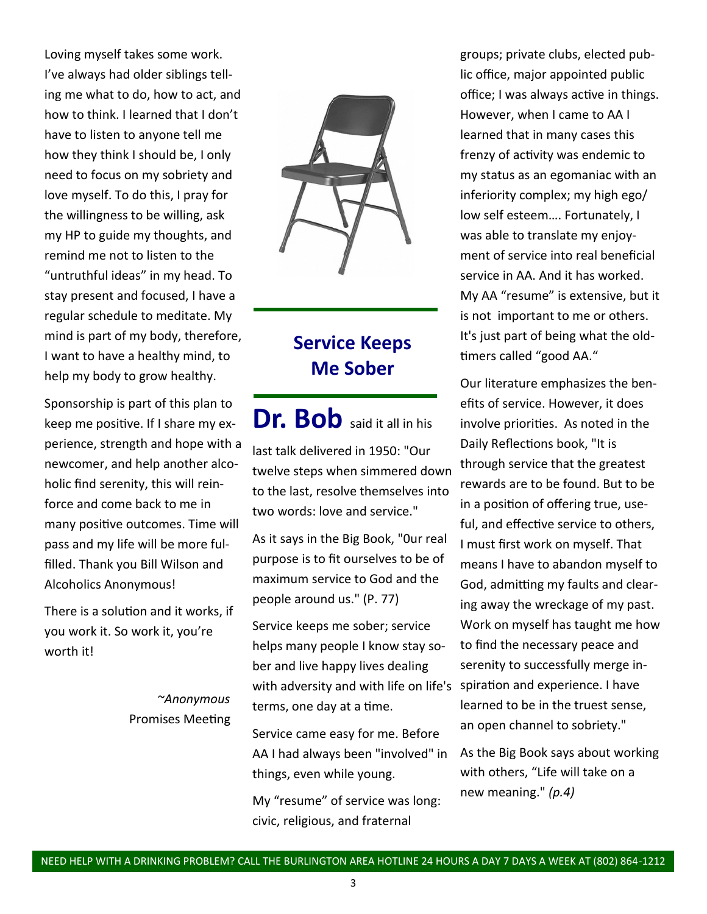Loving myself takes some work. I've always had older siblings telling me what to do, how to act, and how to think. I learned that I don't have to listen to anyone tell me how they think I should be, I only need to focus on my sobriety and love myself. To do this, I pray for the willingness to be willing, ask my HP to guide my thoughts, and remind me not to listen to the "untruthful ideas" in my head. To stay present and focused, I have a regular schedule to meditate. My mind is part of my body, therefore, I want to have a healthy mind, to help my body to grow healthy.

Sponsorship is part of this plan to keep me positive. If I share my experience, strength and hope with a newcomer, and help another alcoholic find serenity, this will reinforce and come back to me in many positive outcomes. Time will pass and my life will be more fulfilled. Thank you Bill Wilson and Alcoholics Anonymous!

There is a solution and it works, if you work it. So work it, you're worth it!

*~Anonymous*
Promises Meeting

## Service Keeps Me Sober

**Dr. Bob** said it all in his last talk delivered in 1950: "Our twelve steps when simmered down to the last, resolve themselves into two words: love and service."

As it says in the Big Book, "Our real purpose is to fit ourselves to be of maximum service to God and the people around us." (P. 77)

Service keeps me sober; service helps many people I know stay sober and live happy lives dealing with adversity and with life on life's terms, one day at a time.

Service came easy for me. Before AA I had always been "involved" in things, even while young.

My "resume" of service was long: civic, religious, and fraternal groups; private clubs, elected public office, major appointed public office; I was always active in things. However, when I came to AA I learned that in many cases this frenzy of activity was endemic to my status as an egomaniac with an inferiority complex; my high ego/low self esteem…. Fortunately, I was able to translate my enjoyment of service into real beneficial service in AA. And it has worked. My AA "resume" is extensive, but it is not important to me or others. It's just part of being what the oldtimers called "good AA."

Our literature emphasizes the benefits of service. However, it does involve priorities. As noted in the Daily Reflections book, "It is through service that the greatest rewards are to be found. But to be in a position of offering true, useful, and effective service to others, I must first work on myself. That means I have to abandon myself to God, admitting my faults and clearing away the wreckage of my past. Work on myself has taught me how to find the necessary peace and serenity to successfully merge inspiration and experience. I have learned to be in the truest sense, an open channel to sobriety."

As the Big Book says about working with others, "Life will take on a new meaning." *(p.4)*

NEED HELP WITH A DRINKING PROBLEM? CALL THE BURLINGTON AREA HOTLINE 24 HOURS A DAY 7 DAYS A WEEK AT (802) 864-1212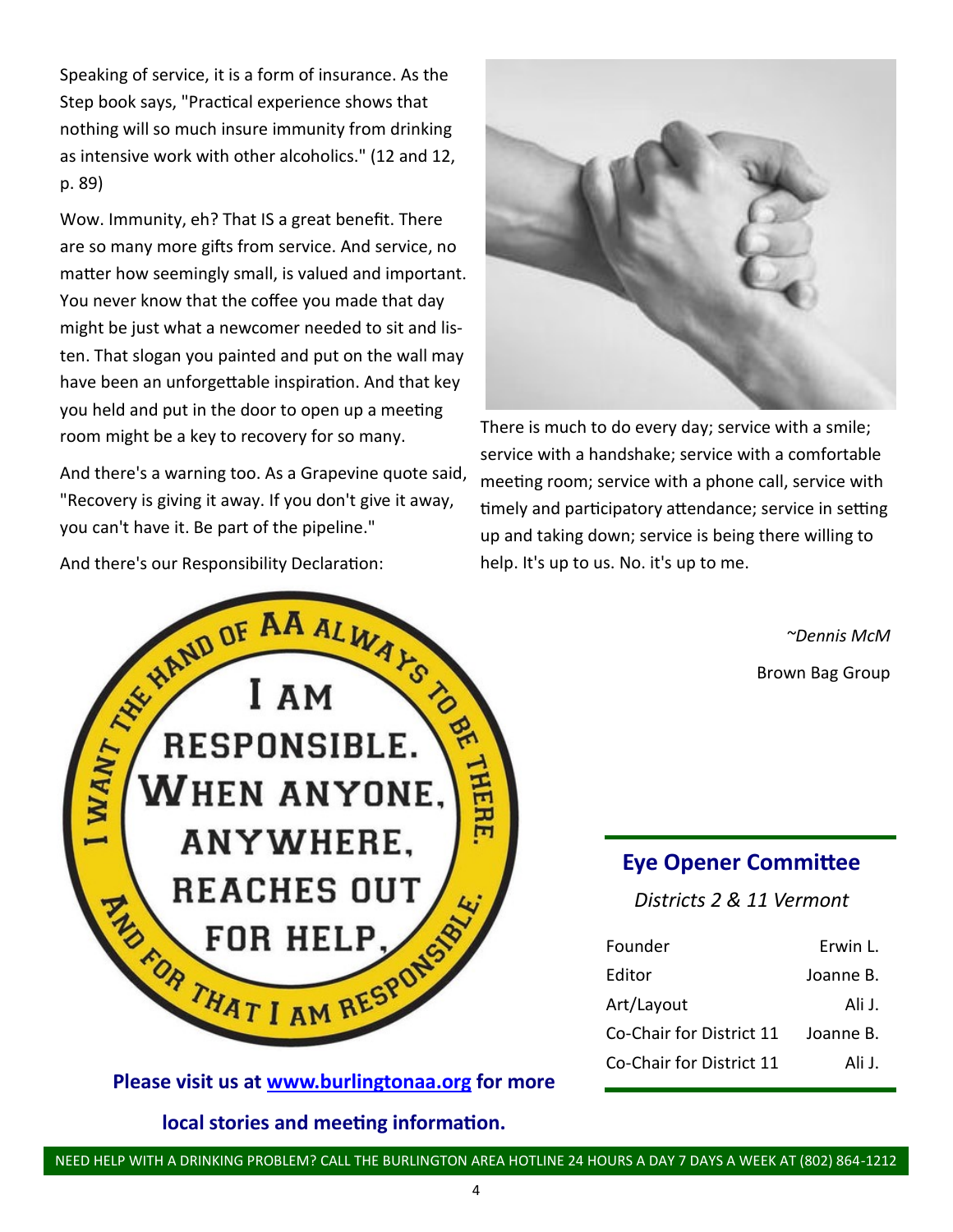Speaking of service, it is a form of insurance. As the Step book says, "Practical experience shows that nothing will so much insure immunity from drinking as intensive work with other alcoholics." (12 and 12, p. 89)

Wow. Immunity, eh? That IS a great benefit. There are so many more gifts from service. And service, no matter how seemingly small, is valued and important. You never know that the coffee you made that day might be just what a newcomer needed to sit and listen. That slogan you painted and put on the wall may have been an unforgettable inspiration. And that key you held and put in the door to open up a meeting room might be a key to recovery for so many.

And there's a warning too. As a Grapevine quote said, "Recovery is giving it away. If you don't give it away, you can't have it. Be part of the pipeline."

And there's our Responsibility Declaration:

I AM RESPONSIBLE. WHEN ANYONE, ANYWHERE, REACHES OUT FOR HELP, I WANT THE HAND OF AA ALWAYS TO BE THERE. AND FOR THAT I AM RESPONSIBLE.

There is much to do every day; service with a smile; service with a handshake; service with a comfortable meeting room; service with a phone call, service with timely and participatory attendance; service in setting up and taking down; service is being there willing to help. It's up to us. No. it's up to me.

*~Dennis McM*

Brown Bag Group

**Please visit us at www.burlingtonaa.org for more local stories and meeting information.**

## Eye Opener Committee

*Districts 2 & 11 Vermont*

| | |
|---|---|
| Founder | Erwin L. |
| Editor | Joanne B. |
| Art/Layout | Ali J. |
| Co-Chair for District 11 | Joanne B. |
| Co-Chair for District 11 | Ali J. |

NEED HELP WITH A DRINKING PROBLEM? CALL THE BURLINGTON AREA HOTLINE 24 HOURS A DAY 7 DAYS A WEEK AT (802) 864-1212